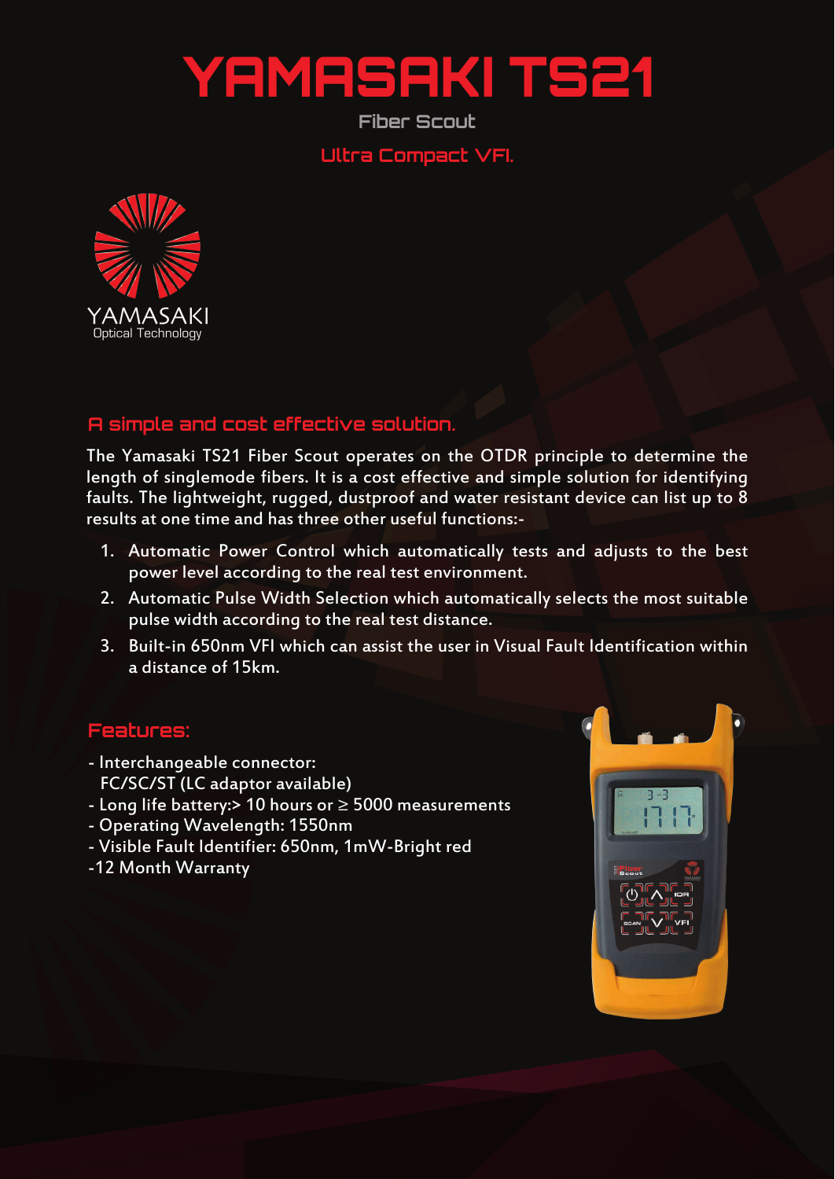# YAMASAKI TS21

Fiber Scout

Ultra Compact VFI.

YAMASAKI
Optical Technology

## A simple and cost effective solution.

The Yamasaki TS21 Fiber Scout operates on the OTDR principle to determine the length of singlemode fibers. It is a cost effective and simple solution for identifying faults. The lightweight, rugged, dustproof and water resistant device can list up to 8 results at one time and has three other useful functions:-

1. Automatic Power Control which automatically tests and adjusts to the best power level according to the real test environment.
2. Automatic Pulse Width Selection which automatically selects the most suitable pulse width according to the real test distance.
3. Built-in 650nm VFI which can assist the user in Visual Fault Identification within a distance of 15km.

## Features:

- Interchangeable connector:
  FC/SC/ST (LC adaptor available)
- Long life battery:> 10 hours or ≥ 5000 measurements
- Operating Wavelength: 1550nm
- Visible Fault Identifier: 650nm, 1mW-Bright red
- 12 Month Warranty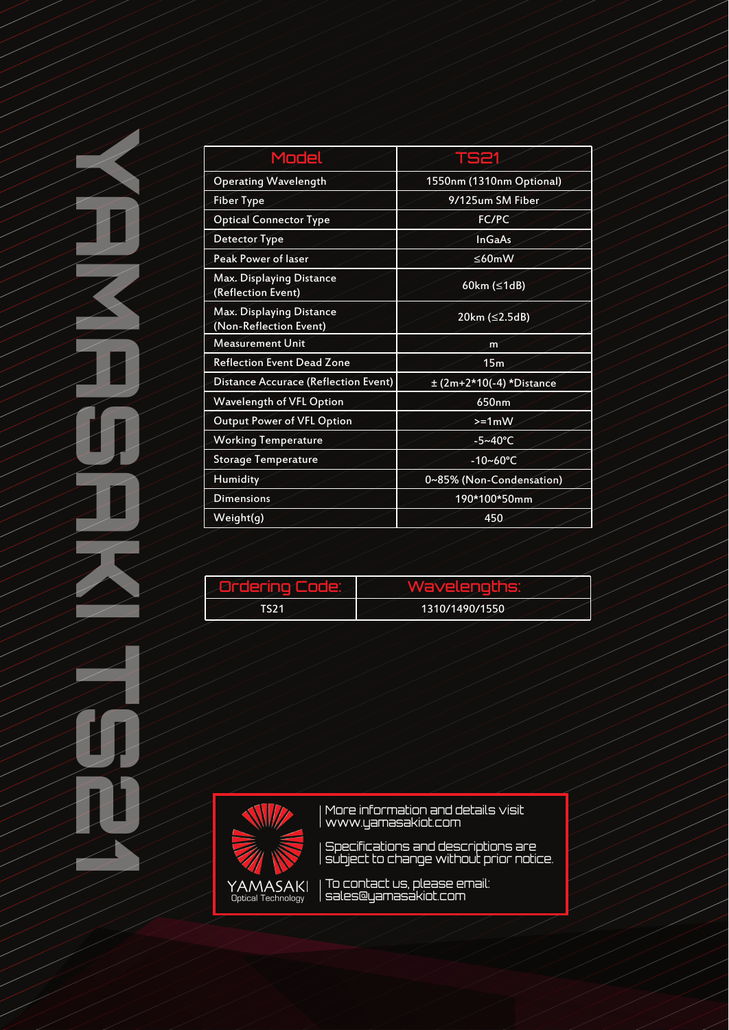# YAMASAKI TS21

| Model | TS21 |
|---|---|
| Operating Wavelength | 1550nm (1310nm Optional) |
| Fiber Type | 9/125um SM Fiber |
| Optical Connector Type | FC/PC |
| Detector Type | InGaAs |
| Peak Power of laser | ≤60mW |
| Max. Displaying Distance (Reflection Event) | 60km (≤1dB) |
| Max. Displaying Distance (Non-Reflection Event) | 20km (≤2.5dB) |
| Measurement Unit | m |
| Reflection Event Dead Zone | 15m |
| Distance Accurace (Reflection Event) | ± (2m+2*10(-4) *Distance |
| Wavelength of VFL Option | 650nm |
| Output Power of VFL Option | >=1mW |
| Working Temperature | -5~40℃ |
| Storage Temperature | -10~60℃ |
| Humidity | 0~85% (Non-Condensation) |
| Dimensions | 190*100*50mm |
| Weight(g) | 450 |

| Ordering Code: | Wavelengths: |
|---|---|
| TS21 | 1310/1490/1550 |

YAMASAKI
Optical Technology

More information and details visit
www.yamasakiot.com

Specifications and descriptions are subject to change without prior notice.

To contact us, please email:
sales@yamasakiot.com